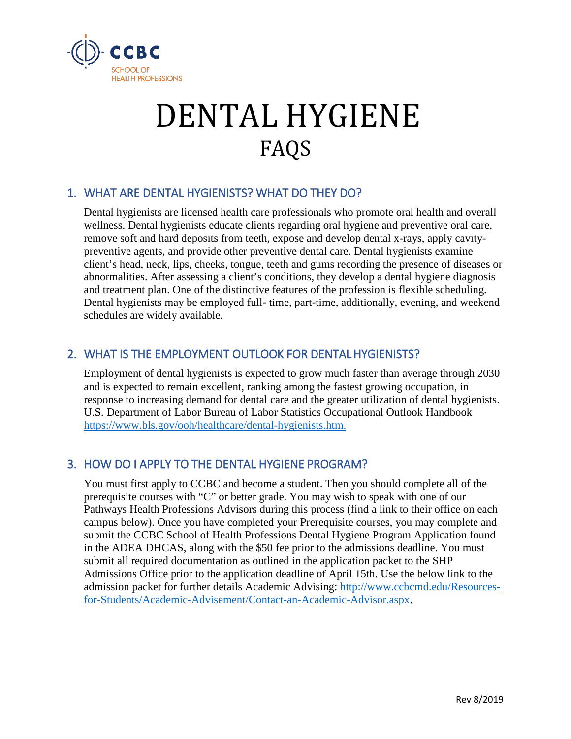CCBC

SCHOOL OF HEALTH PROFESSIONS

# DENTAL HYGIENE
## FAQS

### 1. WHAT ARE DENTAL HYGIENISTS? WHAT DO THEY DO?

Dental hygienists are licensed health care professionals who promote oral health and overall wellness. Dental hygienists educate clients regarding oral hygiene and preventive oral care, remove soft and hard deposits from teeth, expose and develop dental x-rays, apply cavity-preventive agents, and provide other preventive dental care. Dental hygienists examine client's head, neck, lips, cheeks, tongue, teeth and gums recording the presence of diseases or abnormalities. After assessing a client's conditions, they develop a dental hygiene diagnosis and treatment plan. One of the distinctive features of the profession is flexible scheduling. Dental hygienists may be employed full- time, part-time, additionally, evening, and weekend schedules are widely available.

### 2. WHAT IS THE EMPLOYMENT OUTLOOK FOR DENTAL HYGIENISTS?

Employment of dental hygienists is expected to grow much faster than average through 2030 and is expected to remain excellent, ranking among the fastest growing occupation, in response to increasing demand for dental care and the greater utilization of dental hygienists. U.S. Department of Labor Bureau of Labor Statistics Occupational Outlook Handbook https://www.bls.gov/ooh/healthcare/dental-hygienists.htm.

### 3. HOW DO I APPLY TO THE DENTAL HYGIENE PROGRAM?

You must first apply to CCBC and become a student. Then you should complete all of the prerequisite courses with "C" or better grade. You may wish to speak with one of our Pathways Health Professions Advisors during this process (find a link to their office on each campus below). Once you have completed your Prerequisite courses, you may complete and submit the CCBC School of Health Professions Dental Hygiene Program Application found in the ADEA DHCAS, along with the $50 fee prior to the admissions deadline. You must submit all required documentation as outlined in the application packet to the SHP Admissions Office prior to the application deadline of April 15th. Use the below link to the admission packet for further details Academic Advising: http://www.ccbcmd.edu/Resources-for-Students/Academic-Advisement/Contact-an-Academic-Advisor.aspx.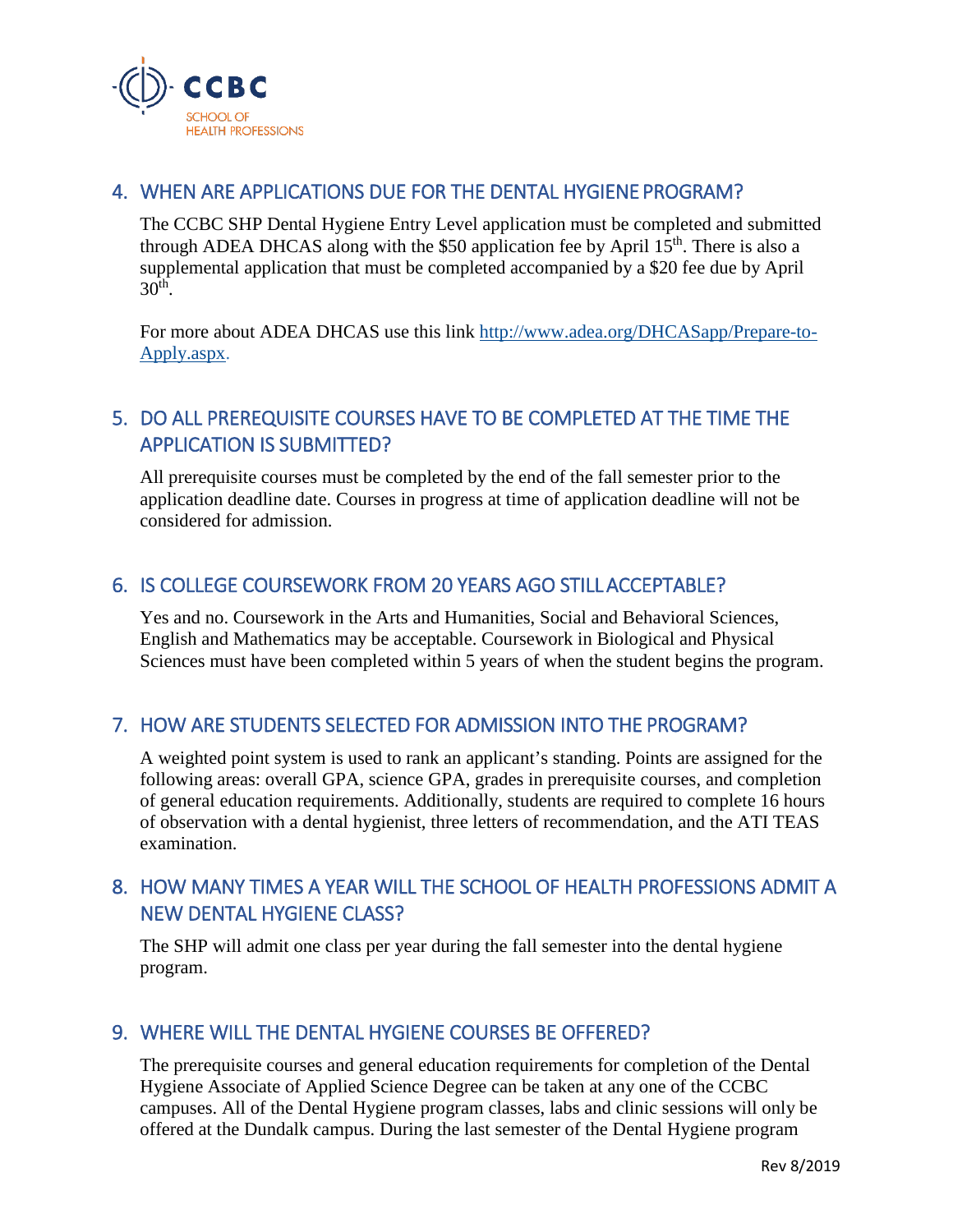## 4. WHEN ARE APPLICATIONS DUE FOR THE DENTAL HYGIENE PROGRAM?

The CCBC SHP Dental Hygiene Entry Level application must be completed and submitted through ADEA DHCAS along with the $50 application fee by April 15th. There is also a supplemental application that must be completed accompanied by a $20 fee due by April 30th.

For more about ADEA DHCAS use this link [http://www.adea.org/DHCASapp/Prepare-to-Apply.aspx](http://www.adea.org/DHCASapp/Prepare-to-Apply.aspx).

## 5. DO ALL PREREQUISITE COURSES HAVE TO BE COMPLETED AT THE TIME THE APPLICATION IS SUBMITTED?

All prerequisite courses must be completed by the end of the fall semester prior to the application deadline date. Courses in progress at time of application deadline will not be considered for admission.

## 6. IS COLLEGE COURSEWORK FROM 20 YEARS AGO STILL ACCEPTABLE?

Yes and no. Coursework in the Arts and Humanities, Social and Behavioral Sciences, English and Mathematics may be acceptable. Coursework in Biological and Physical Sciences must have been completed within 5 years of when the student begins the program.

## 7. HOW ARE STUDENTS SELECTED FOR ADMISSION INTO THE PROGRAM?

A weighted point system is used to rank an applicant's standing. Points are assigned for the following areas: overall GPA, science GPA, grades in prerequisite courses, and completion of general education requirements. Additionally, students are required to complete 16 hours of observation with a dental hygienist, three letters of recommendation, and the ATI TEAS examination.

## 8. HOW MANY TIMES A YEAR WILL THE SCHOOL OF HEALTH PROFESSIONS ADMIT A NEW DENTAL HYGIENE CLASS?

The SHP will admit one class per year during the fall semester into the dental hygiene program.

## 9. WHERE WILL THE DENTAL HYGIENE COURSES BE OFFERED?

The prerequisite courses and general education requirements for completion of the Dental Hygiene Associate of Applied Science Degree can be taken at any one of the CCBC campuses. All of the Dental Hygiene program classes, labs and clinic sessions will only be offered at the Dundalk campus. During the last semester of the Dental Hygiene program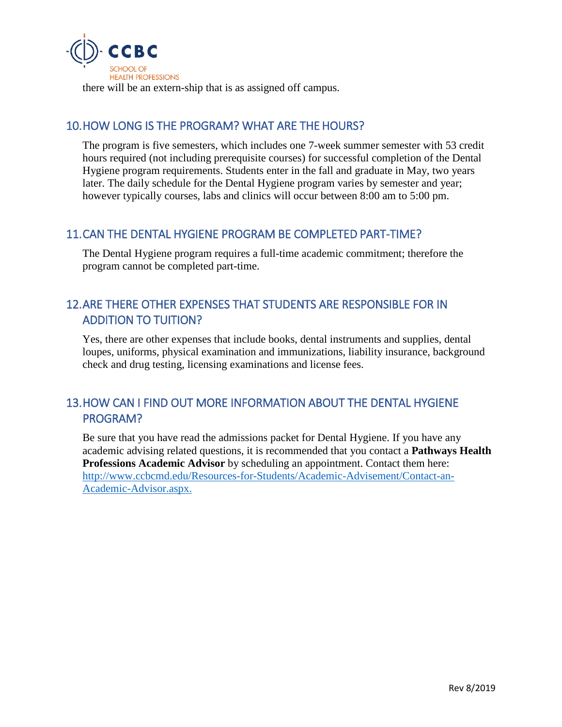there will be an extern-ship that is as assigned off campus.

## 10. HOW LONG IS THE PROGRAM? WHAT ARE THE HOURS?

The program is five semesters, which includes one 7-week summer semester with 53 credit hours required (not including prerequisite courses) for successful completion of the Dental Hygiene program requirements. Students enter in the fall and graduate in May, two years later. The daily schedule for the Dental Hygiene program varies by semester and year; however typically courses, labs and clinics will occur between 8:00 am to 5:00 pm.

## 11. CAN THE DENTAL HYGIENE PROGRAM BE COMPLETED PART-TIME?

The Dental Hygiene program requires a full-time academic commitment; therefore the program cannot be completed part-time.

## 12. ARE THERE OTHER EXPENSES THAT STUDENTS ARE RESPONSIBLE FOR IN ADDITION TO TUITION?

Yes, there are other expenses that include books, dental instruments and supplies, dental loupes, uniforms, physical examination and immunizations, liability insurance, background check and drug testing, licensing examinations and license fees.

## 13. HOW CAN I FIND OUT MORE INFORMATION ABOUT THE DENTAL HYGIENE PROGRAM?

Be sure that you have read the admissions packet for Dental Hygiene. If you have any academic advising related questions, it is recommended that you contact a **Pathways Health Professions Academic Advisor** by scheduling an appointment. Contact them here: [http://www.ccbcmd.edu/Resources-for-Students/Academic-Advisement/Contact-an-Academic-Advisor.aspx.](http://www.ccbcmd.edu/Resources-for-Students/Academic-Advisement/Contact-an-Academic-Advisor.aspx)

Rev 8/2019